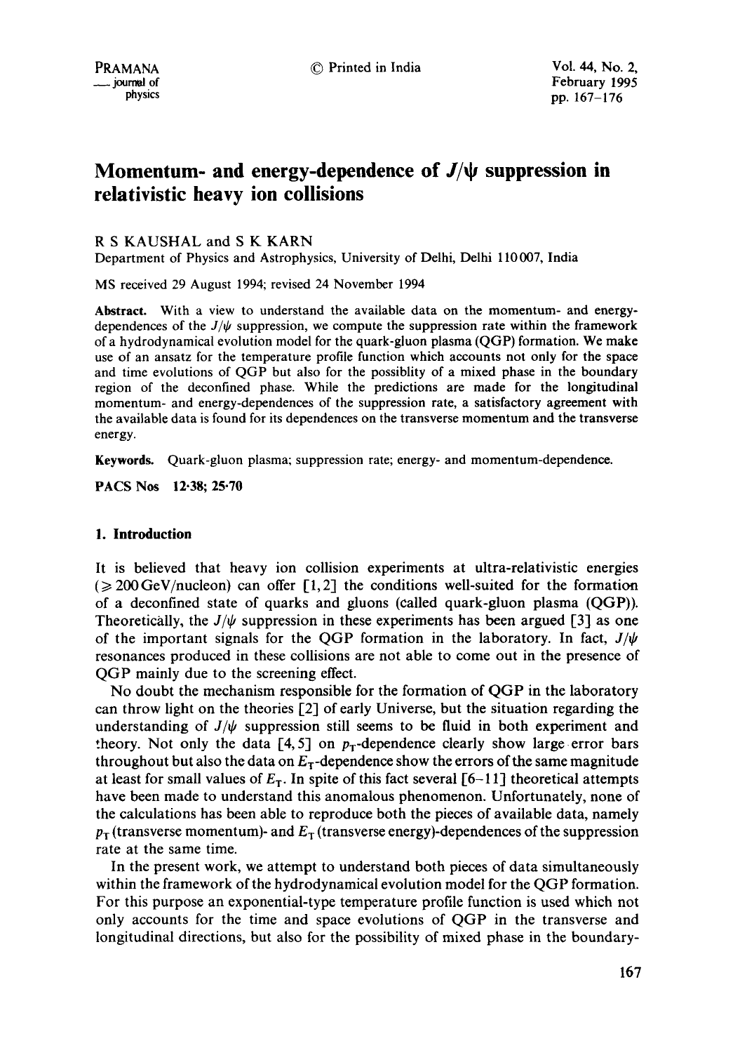# Momentum- and energy-dependence of $J/\psi$ suppression in relativistic heavy ion collisions

R S KAUSHAL and S K KARN

Department of Physics and Astrophysics, University of Delhi, Delhi 110007, India

MS received 29 August 1994; revised 24 November 1994

**Abstract.** With a view to understand the available data on the momentum- and energy-dependences of the $J/\psi$ suppression, we compute the suppression rate within the framework of a hydrodynamical evolution model for the quark-gluon plasma (QGP) formation. We make use of an ansatz for the temperature profile function which accounts not only for the space and time evolutions of QGP but also for the possiblity of a mixed phase in the boundary region of the deconfined phase. While the predictions are made for the longitudinal momentum- and energy-dependences of the suppression rate, a satisfactory agreement with the available data is found for its dependences on the transverse momentum and the transverse energy.

**Keywords.** Quark-gluon plasma; suppression rate; energy- and momentum-dependence.

**PACS Nos** 12·38; 25·70

## 1. Introduction

It is believed that heavy ion collision experiments at ultra-relativistic energies ($\geqslant 200$ GeV/nucleon) can offer [1, 2] the conditions well-suited for the formation of a deconfined state of quarks and gluons (called quark-gluon plasma (QGP)). Theoretically, the $J/\psi$ suppression in these experiments has been argued [3] as one of the important signals for the QGP formation in the laboratory. In fact, $J/\psi$ resonances produced in these collisions are not able to come out in the presence of QGP mainly due to the screening effect.

No doubt the mechanism responsible for the formation of QGP in the laboratory can throw light on the theories [2] of early Universe, but the situation regarding the understanding of $J/\psi$ suppression still seems to be fluid in both experiment and theory. Not only the data [4, 5] on $p_T$-dependence clearly show large error bars throughout but also the data on $E_T$-dependence show the errors of the same magnitude at least for small values of $E_T$. In spite of this fact several [6–11] theoretical attempts have been made to understand this anomalous phenomenon. Unfortunately, none of the calculations has been able to reproduce both the pieces of available data, namely $p_T$ (transverse momentum)- and $E_T$ (transverse energy)-dependences of the suppression rate at the same time.

In the present work, we attempt to understand both pieces of data simultaneously within the framework of the hydrodynamical evolution model for the QGP formation. For this purpose an exponential-type temperature profile function is used which not only accounts for the time and space evolutions of QGP in the transverse and longitudinal directions, but also for the possibility of mixed phase in the boundary-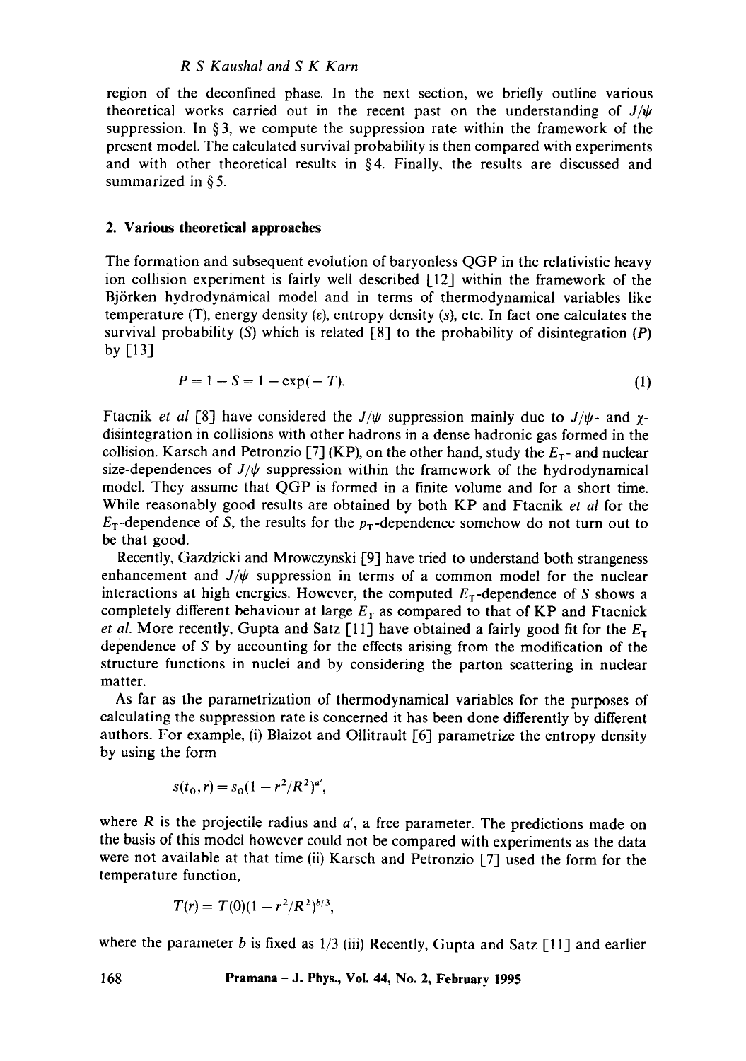region of the deconfined phase. In the next section, we briefly outline various theoretical works carried out in the recent past on the understanding of $J/\psi$ suppression. In § 3, we compute the suppression rate within the framework of the present model. The calculated survival probability is then compared with experiments and with other theoretical results in § 4. Finally, the results are discussed and summarized in § 5.

## 2. Various theoretical approaches

The formation and subsequent evolution of baryonless QGP in the relativistic heavy ion collision experiment is fairly well described [12] within the framework of the Björken hydrodynamical model and in terms of thermodynamical variables like temperature (T), energy density ($\varepsilon$), entropy density ($s$), etc. In fact one calculates the survival probability ($S$) which is related [8] to the probability of disintegration ($P$) by [13]

$$P = 1 - S = 1 - \exp(-T). \tag{1}$$

Ftacnik *et al* [8] have considered the $J/\psi$ suppression mainly due to $J/\psi$- and $\chi$-disintegration in collisions with other hadrons in a dense hadronic gas formed in the collision. Karsch and Petronzio [7] (KP), on the other hand, study the $E_T$- and nuclear size-dependences of $J/\psi$ suppression within the framework of the hydrodynamical model. They assume that QGP is formed in a finite volume and for a short time. While reasonably good results are obtained by both KP and Ftacnik *et al* for the $E_T$-dependence of S, the results for the $p_T$-dependence somehow do not turn out to be that good.

Recently, Gazdzicki and Mrowczynski [9] have tried to understand both strangeness enhancement and $J/\psi$ suppression in terms of a common model for the nuclear interactions at high energies. However, the computed $E_T$-dependence of S shows a completely different behaviour at large $E_T$ as compared to that of KP and Ftacnick *et al*. More recently, Gupta and Satz [11] have obtained a fairly good fit for the $E_T$ dependence of S by accounting for the effects arising from the modification of the structure functions in nuclei and by considering the parton scattering in nuclear matter.

As far as the parametrization of thermodynamical variables for the purposes of calculating the suppression rate is concerned it has been done differently by different authors. For example, (i) Blaizot and Ollitrault [6] parametrize the entropy density by using the form

$$s(t_0, r) = s_0(1 - r^2/R^2)^{a'},$$

where $R$ is the projectile radius and $a'$, a free parameter. The predictions made on the basis of this model however could not be compared with experiments as the data were not available at that time (ii) Karsch and Petronzio [7] used the form for the temperature function,

$$T(r) = T(0)(1 - r^2/R^2)^{b/3},$$

where the parameter $b$ is fixed as 1/3 (iii) Recently, Gupta and Satz [11] and earlier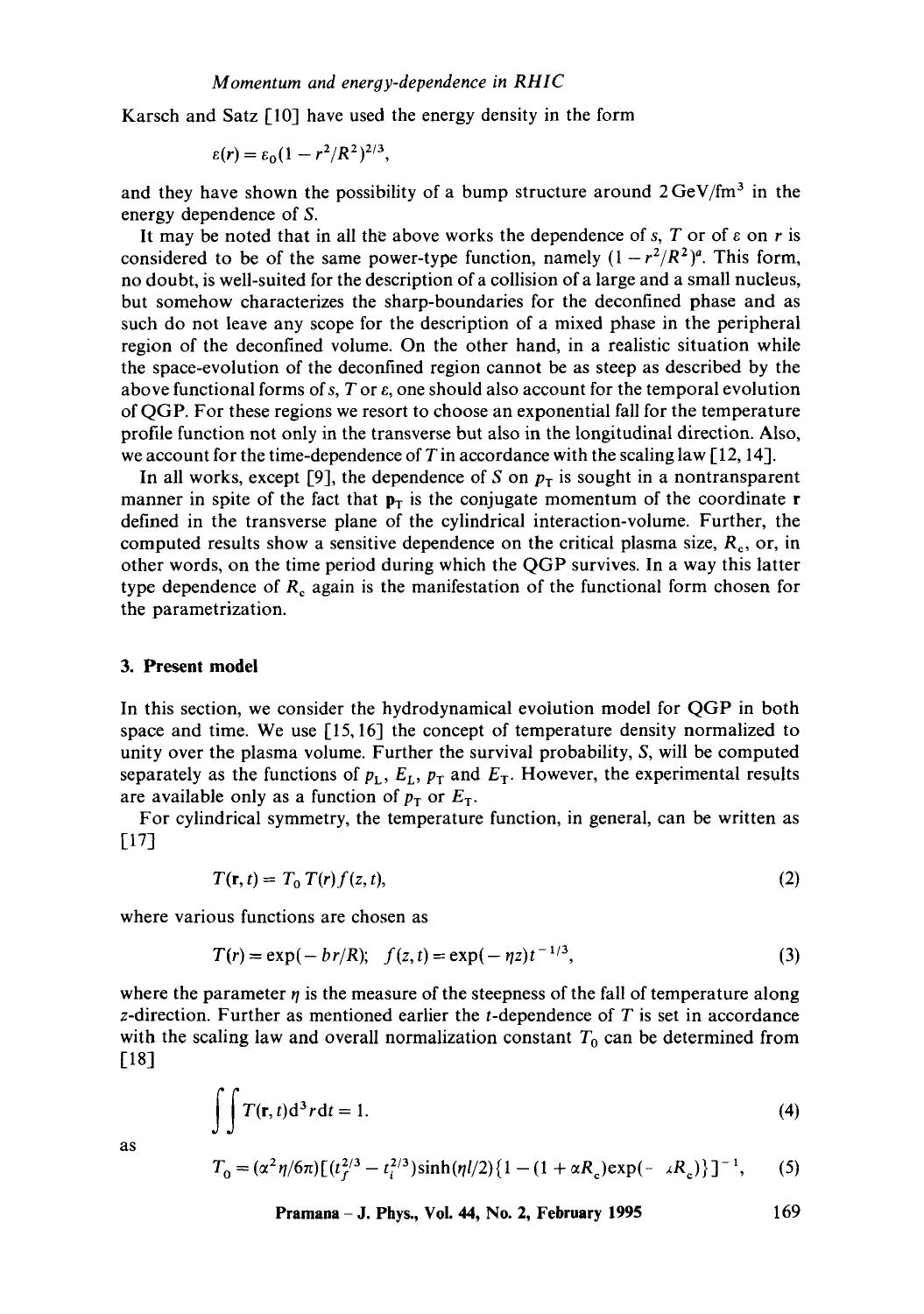Karsch and Satz [10] have used the energy density in the form

$$\varepsilon(r) = \varepsilon_0(1 - r^2/R^2)^{2/3},$$

and they have shown the possibility of a bump structure around $2\,\mathrm{GeV/fm^3}$ in the energy dependence of $S$.

It may be noted that in all the above works the dependence of $s$, $T$ or of $\varepsilon$ on $r$ is considered to be of the same power-type function, namely $(1 - r^2/R^2)^a$. This form, no doubt, is well-suited for the description of a collision of a large and a small nucleus, but somehow characterizes the sharp-boundaries for the deconfined phase and as such do not leave any scope for the description of a mixed phase in the peripheral region of the deconfined volume. On the other hand, in a realistic situation while the space-evolution of the deconfined region cannot be as steep as described by the above functional forms of $s$, $T$ or $\varepsilon$, one should also account for the temporal evolution of QGP. For these regions we resort to choose an exponential fall for the temperature profile function not only in the transverse but also in the longitudinal direction. Also, we account for the time-dependence of $T$ in accordance with the scaling law [12, 14].

In all works, except [9], the dependence of $S$ on $p_T$ is sought in a nontransparent manner in spite of the fact that $\mathbf{p}_T$ is the conjugate momentum of the coordinate $\mathbf{r}$ defined in the transverse plane of the cylindrical interaction-volume. Further, the computed results show a sensitive dependence on the critical plasma size, $R_c$, or, in other words, on the time period during which the QGP survives. In a way this latter type dependence of $R_c$ again is the manifestation of the functional form chosen for the parametrization.

## 3. Present model

In this section, we consider the hydrodynamical evolution model for QGP in both space and time. We use [15, 16] the concept of temperature density normalized to unity over the plasma volume. Further the survival probability, $S$, will be computed separately as the functions of $p_L$, $E_L$, $p_T$ and $E_T$. However, the experimental results are available only as a function of $p_T$ or $E_T$.

For cylindrical symmetry, the temperature function, in general, can be written as [17]

$$T(\mathbf{r}, t) = T_0\, T(r) f(z, t), \tag{2}$$

where various functions are chosen as

$$T(r) = \exp(-br/R); \quad f(z, t) = \exp(-\eta z)t^{-1/3}, \tag{3}$$

where the parameter $\eta$ is the measure of the steepness of the fall of temperature along $z$-direction. Further as mentioned earlier the $t$-dependence of $T$ is set in accordance with the scaling law and overall normalization constant $T_0$ can be determined from [18]

$$\iint T(\mathbf{r}, t)\mathrm{d}^3 r\,\mathrm{d}t = 1. \tag{4}$$

as

$$T_0 = (\alpha^2\eta/6\pi)[(t_f^{2/3} - t_i^{2/3})\sinh(\eta l/2)\{1 - (1 + \alpha R_c)\exp(-\alpha R_c)\}]^{-1}, \tag{5}$$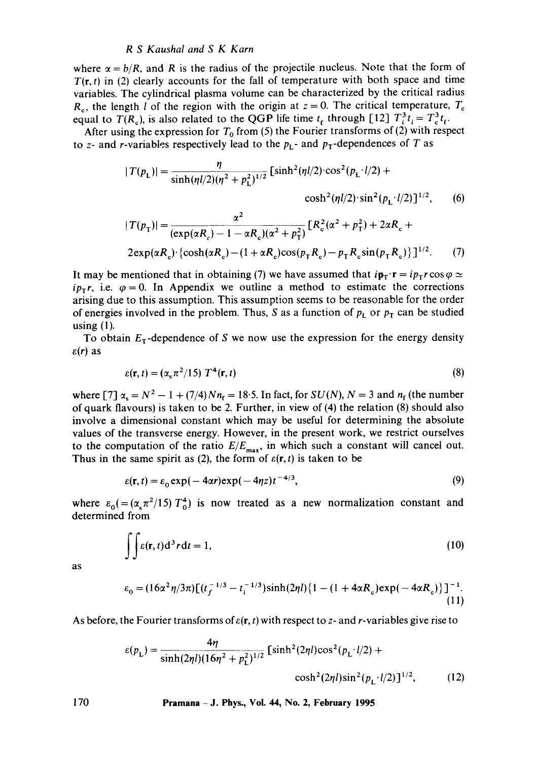where $\alpha = b/R$, and $R$ is the radius of the projectile nucleus. Note that the form of $T(\mathbf{r}, t)$ in (2) clearly accounts for the fall of temperature with both space and time variables. The cylindrical plasma volume can be characterized by the critical radius $R_c$, the length $l$ of the region with the origin at $z = 0$. The critical temperature, $T_c$ equal to $T(R_c)$, is also related to the QGP life time $t_f$ through [12] $T_i^3 t_i = T_c^3 t_f$.

After using the expression for $T_0$ from (5) the Fourier transforms of (2) with respect to $z$- and $r$-variables respectively lead to the $p_L$- and $p_T$-dependences of $T$ as

$$|T(p_L)| = \frac{\eta}{\sinh(\eta l/2)(\eta^2 + p_L^2)^{1/2}} [\sinh^2(\eta l/2)\cdot\cos^2(p_L \cdot l/2) + \cosh^2(\eta l/2)\cdot\sin^2(p_L \cdot l/2)]^{1/2}, \tag{6}$$

$$|T(p_T)| = \frac{\alpha^2}{(\exp(\alpha R_c) - 1 - \alpha R_c)(\alpha^2 + p_T^2)} [R_c^2(\alpha^2 + p_T^2) + 2\alpha R_c + 2\exp(\alpha R_c)\cdot\{\cosh(\alpha R_c) - (1 + \alpha R_c)\cos(p_T R_c) - p_T R_c \sin(p_T R_c)\}]^{1/2}. \tag{7}$$

It may be mentioned that in obtaining (7) we have assumed that $i\mathbf{p}_T \cdot \mathbf{r} = i p_T r \cos\varphi \simeq i p_T r$, i.e. $\varphi = 0$. In Appendix we outline a method to estimate the corrections arising due to this assumption. This assumption seems to be reasonable for the order of energies involved in the problem. Thus, $S$ as a function of $p_L$ or $p_T$ can be studied using (1).

To obtain $E_T$-dependence of $S$ we now use the expression for the energy density $\varepsilon(r)$ as

$$\varepsilon(\mathbf{r}, t) = (\alpha_s \pi^2/15)\, T^4(\mathbf{r}, t) \tag{8}$$

where [7] $\alpha_s = N^2 - 1 + (7/4)N n_f = 18{\cdot}5$. In fact, for $SU(N)$, $N = 3$ and $n_f$ (the number of quark flavours) is taken to be 2. Further, in view of (4) the relation (8) should also involve a dimensional constant which may be useful for determining the absolute values of the transverse energy. However, in the present work, we restrict ourselves to the computation of the ratio $E/E_{max}$, in which such a constant will cancel out. Thus in the same spirit as (2), the form of $\varepsilon(\mathbf{r}, t)$ is taken to be

$$\varepsilon(\mathbf{r}, t) = \varepsilon_0 \exp(-4\alpha r)\exp(-4\eta z)t^{-4/3}, \tag{9}$$

where $\varepsilon_0 (= (\alpha_s \pi^2/15) T_0^4)$ is now treated as a new normalization constant and determined from

$$\iint \varepsilon(\mathbf{r}, t)\, d^3 r\, dt = 1, \tag{10}$$

as

$$\varepsilon_0 = (16\alpha^2 \eta/3\pi)[(t_f^{-1/3} - t_i^{-1/3})\sinh(2\eta l)\{1 - (1 + 4\alpha R_c)\exp(-4\alpha R_c)\}]^{-1}. \tag{11}$$

As before, the Fourier transforms of $\varepsilon(\mathbf{r}, t)$ with respect to $z$- and $r$-variables give rise to

$$\varepsilon(p_L) = \frac{4\eta}{\sinh(2\eta l)(16\eta^2 + p_L^2)^{1/2}} [\sinh^2(2\eta l)\cos^2(p_L \cdot l/2) + \cosh^2(2\eta l)\sin^2(p_L \cdot l/2)]^{1/2}, \tag{12}$$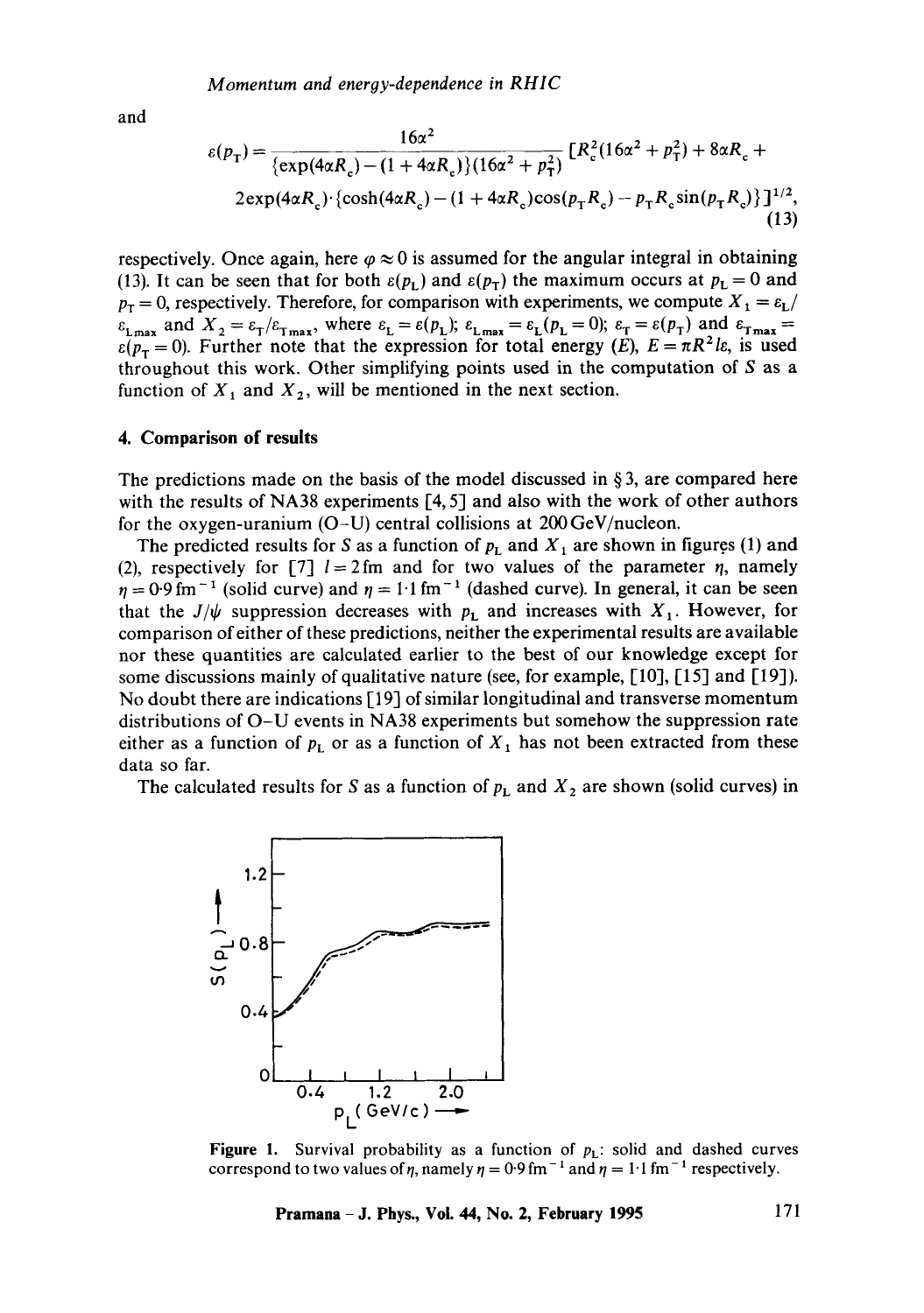and

$$\varepsilon(p_T) = \frac{16\alpha^2}{\{\exp(4\alpha R_c) - (1 + 4\alpha R_c)\}(16\alpha^2 + p_T^2)} [R_c^2(16\alpha^2 + p_T^2) + 8\alpha R_c + 2\exp(4\alpha R_c)\cdot\{\cosh(4\alpha R_c) - (1 + 4\alpha R_c)\cos(p_T R_c) - p_T R_c \sin(p_T R_c)\}]^{1/2}, \tag{13}$$

respectively. Once again, here $\varphi \approx 0$ is assumed for the angular integral in obtaining (13). It can be seen that for both $\varepsilon(p_L)$ and $\varepsilon(p_T)$ the maximum occurs at $p_L = 0$ and $p_T = 0$, respectively. Therefore, for comparison with experiments, we compute $X_1 = \varepsilon_L/\varepsilon_{L\max}$ and $X_2 = \varepsilon_T/\varepsilon_{T\max}$, where $\varepsilon_L = \varepsilon(p_L)$; $\varepsilon_{L\max} = \varepsilon_L(p_L = 0)$; $\varepsilon_T = \varepsilon(p_T)$ and $\varepsilon_{T\max} = \varepsilon(p_T = 0)$. Further note that the expression for total energy $(E)$, $E = \pi R^2 l\varepsilon$, is used throughout this work. Other simplifying points used in the computation of $S$ as a function of $X_1$ and $X_2$, will be mentioned in the next section.

## 4. Comparison of results

The predictions made on the basis of the model discussed in § 3, are compared here with the results of NA38 experiments [4, 5] and also with the work of other authors for the oxygen-uranium (O–U) central collisions at 200 GeV/nucleon.

The predicted results for $S$ as a function of $p_L$ and $X_1$ are shown in figures (1) and (2), respectively for [7] $l = 2$ fm and for two values of the parameter $\eta$, namely $\eta = 0{\cdot}9\,\text{fm}^{-1}$ (solid curve) and $\eta = 1{\cdot}1\,\text{fm}^{-1}$ (dashed curve). In general, it can be seen that the $J/\psi$ suppression decreases with $p_L$ and increases with $X_1$. However, for comparison of either of these predictions, neither the experimental results are available nor these quantities are calculated earlier to the best of our knowledge except for some discussions mainly of qualitative nature (see, for example, [10], [15] and [19]). No doubt there are indications [19] of similar longitudinal and transverse momentum distributions of O–U events in NA38 experiments but somehow the suppression rate either as a function of $p_L$ or as a function of $X_1$ has not been extracted from these data so far.

The calculated results for $S$ as a function of $p_L$ and $X_2$ are shown (solid curves) in

Figure 1. Survival probability as a function of $p_L$: solid and dashed curves correspond to two values of $\eta$, namely $\eta = 0{\cdot}9\,\text{fm}^{-1}$ and $\eta = 1{\cdot}1\,\text{fm}^{-1}$ respectively.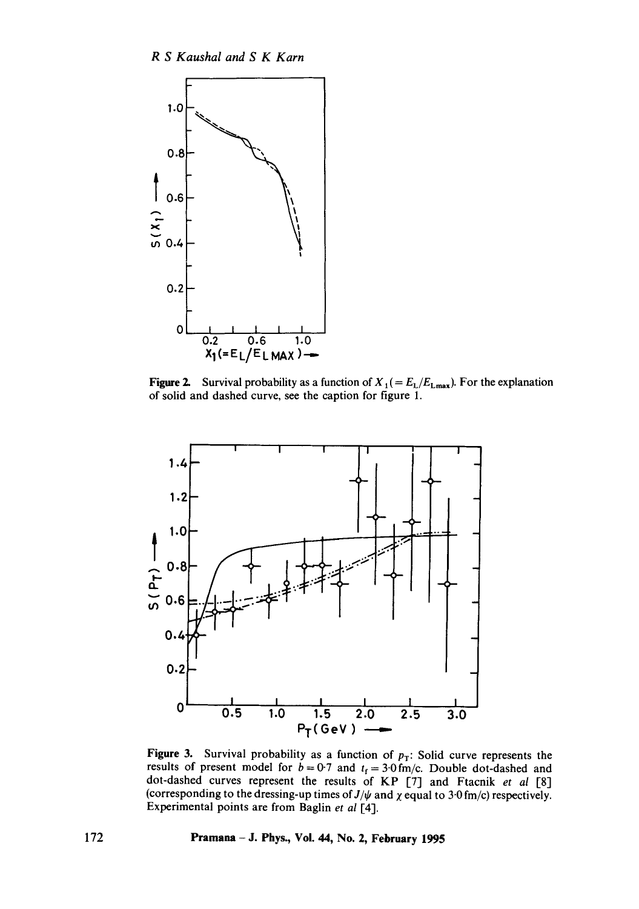**Figure 2.** Survival probability as a function of $X_1 (= E_L/E_{L\max})$. For the explanation of solid and dashed curve, see the caption for figure 1.

**Figure 3.** Survival probability as a function of $p_T$: Solid curve represents the results of present model for $b = 0{\cdot}7$ and $t_f = 3{\cdot}0\,\text{fm/c}$. Double dot-dashed and dot-dashed curves represent the results of KP [7] and Ftacnik *et al* [8] (corresponding to the dressing-up times of $J/\psi$ and $\chi$ equal to $3{\cdot}0\,\text{fm/c}$) respectively. Experimental points are from Baglin *et al* [4].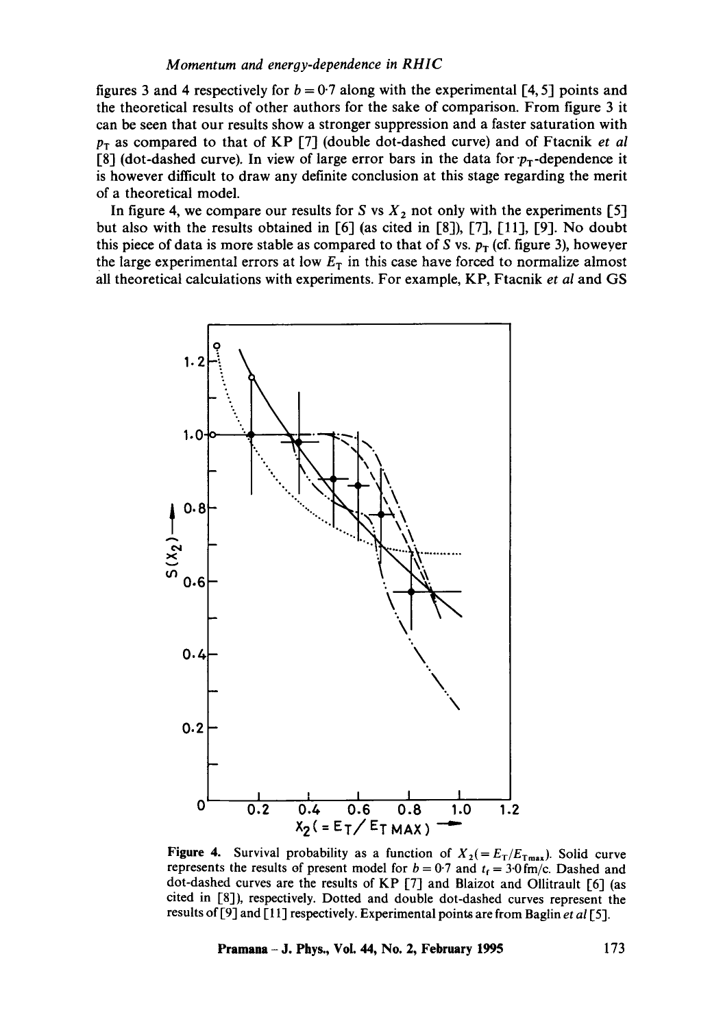figures 3 and 4 respectively for $b = 0.7$ along with the experimental [4, 5] points and the theoretical results of other authors for the sake of comparison. From figure 3 it can be seen that our results show a stronger suppression and a faster saturation with $p_T$ as compared to that of KP [7] (double dot-dashed curve) and of Ftacnik *et al* [8] (dot-dashed curve). In view of large error bars in the data for $p_T$-dependence it is however difficult to draw any definite conclusion at this stage regarding the merit of a theoretical model.

In figure 4, we compare our results for $S$ vs $X_2$ not only with the experiments [5] but also with the results obtained in [6] (as cited in [8]), [7], [11], [9]. No doubt this piece of data is more stable as compared to that of $S$ vs. $p_T$ (cf. figure 3), however the large experimental errors at low $E_T$ in this case have forced to normalize almost all theoretical calculations with experiments. For example, KP, Ftacnik *et al* and GS

**Figure 4.** Survival probability as a function of $X_2 (= E_T/E_{T_{max}})$. Solid curve represents the results of present model for $b = 0.7$ and $t_f = 3.0$ fm/c. Dashed and dot-dashed curves are the results of KP [7] and Blaizot and Ollitrault [6] (as cited in [8]), respectively. Dotted and double dot-dashed curves represent the results of [9] and [11] respectively. Experimental points are from Baglin *et al* [5].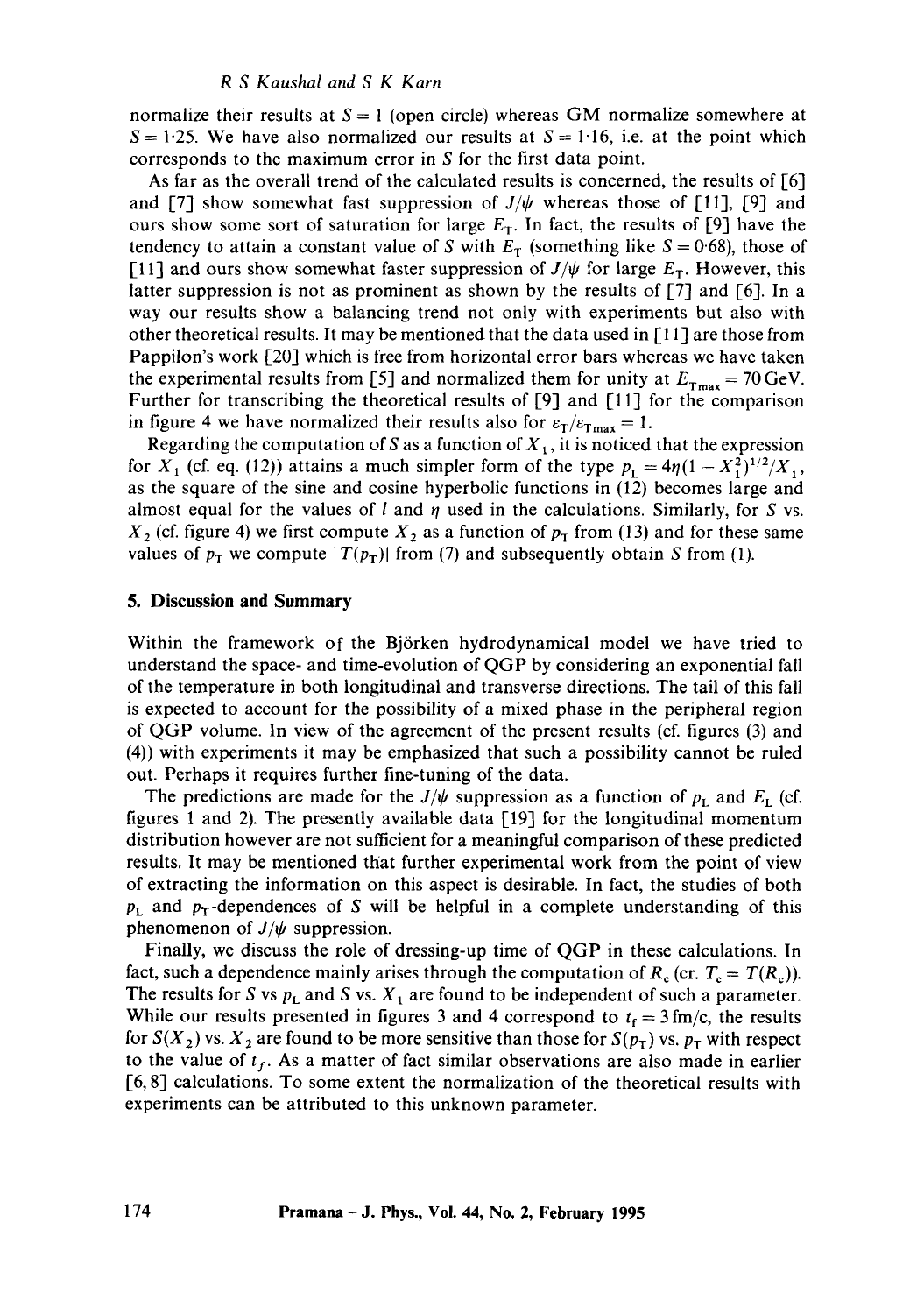normalize their results at $S = 1$ (open circle) whereas GM normalize somewhere at $S = 1{\cdot}25$. We have also normalized our results at $S = 1{\cdot}16$, i.e. at the point which corresponds to the maximum error in $S$ for the first data point.

As far as the overall trend of the calculated results is concerned, the results of [6] and [7] show somewhat fast suppression of $J/\psi$ whereas those of [11], [9] and ours show some sort of saturation for large $E_T$. In fact, the results of [9] have the tendency to attain a constant value of $S$ with $E_T$ (something like $S = 0{\cdot}68$), those of [11] and ours show somewhat faster suppression of $J/\psi$ for large $E_T$. However, this latter suppression is not as prominent as shown by the results of [7] and [6]. In a way our results show a balancing trend not only with experiments but also with other theoretical results. It may be mentioned that the data used in [11] are those from Pappilon's work [20] which is free from horizontal error bars whereas we have taken the experimental results from [5] and normalized them for unity at $E_{T_{max}} = 70\,\text{GeV}$. Further for transcribing the theoretical results of [9] and [11] for the comparison in figure 4 we have normalized their results also for $\varepsilon_T/\varepsilon_{T_{max}} = 1$.

Regarding the computation of $S$ as a function of $X_1$, it is noticed that the expression for $X_1$ (cf. eq. (12)) attains a much simpler form of the type $p_L = 4\eta(1 - X_1^2)^{1/2}/X_1$, as the square of the sine and cosine hyperbolic functions in (12) becomes large and almost equal for the values of $l$ and $\eta$ used in the calculations. Similarly, for $S$ vs. $X_2$ (cf. figure 4) we first compute $X_2$ as a function of $p_T$ from (13) and for these same values of $p_T$ we compute $|T(p_T)|$ from (7) and subsequently obtain $S$ from (1).

## 5. Discussion and Summary

Within the framework of the Björken hydrodynamical model we have tried to understand the space- and time-evolution of QGP by considering an exponential fall of the temperature in both longitudinal and transverse directions. The tail of this fall is expected to account for the possibility of a mixed phase in the peripheral region of QGP volume. In view of the agreement of the present results (cf. figures (3) and (4)) with experiments it may be emphasized that such a possibility cannot be ruled out. Perhaps it requires further fine-tuning of the data.

The predictions are made for the $J/\psi$ suppression as a function of $p_L$ and $E_L$ (cf. figures 1 and 2). The presently available data [19] for the longitudinal momentum distribution however are not sufficient for a meaningful comparison of these predicted results. It may be mentioned that further experimental work from the point of view of extracting the information on this aspect is desirable. In fact, the studies of both $p_L$ and $p_T$-dependences of $S$ will be helpful in a complete understanding of this phenomenon of $J/\psi$ suppression.

Finally, we discuss the role of dressing-up time of QGP in these calculations. In fact, such a dependence mainly arises through the computation of $R_c$ (cr. $T_c = T(R_c)$). The results for $S$ vs $p_L$ and $S$ vs. $X_1$ are found to be independent of such a parameter. While our results presented in figures 3 and 4 correspond to $t_f = 3\,\text{fm/c}$, the results for $S(X_2)$ vs. $X_2$ are found to be more sensitive than those for $S(p_T)$ vs. $p_T$ with respect to the value of $t_f$. As a matter of fact similar observations are also made in earlier [6, 8] calculations. To some extent the normalization of the theoretical results with experiments can be attributed to this unknown parameter.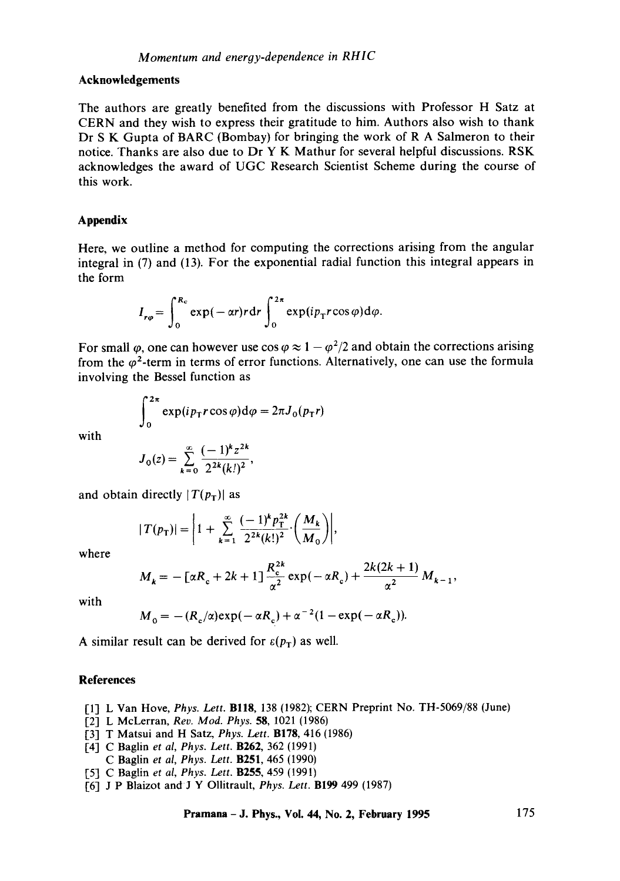## Acknowledgements

The authors are greatly benefited from the discussions with Professor H Satz at CERN and they wish to express their gratitude to him. Authors also wish to thank Dr S K Gupta of BARC (Bombay) for bringing the work of R A Salmeron to their notice. Thanks are also due to Dr Y K Mathur for several helpful discussions. RSK acknowledges the award of UGC Research Scientist Scheme during the course of this work.

## Appendix

Here, we outline a method for computing the corrections arising from the angular integral in (7) and (13). For the exponential radial function this integral appears in the form

$$I_{r\varphi} = \int_0^{R_c} \exp(-\alpha r) r \mathrm{d}r \int_0^{2\pi} \exp(ip_\mathrm{T} r \cos\varphi) \mathrm{d}\varphi.$$

For small $\varphi$, one can however use $\cos\varphi \approx 1 - \varphi^2/2$ and obtain the corrections arising from the $\varphi^2$-term in terms of error functions. Alternatively, one can use the formula involving the Bessel function as

$$\int_0^{2\pi} \exp(ip_\mathrm{T} r \cos\varphi) \mathrm{d}\varphi = 2\pi J_0(p_\mathrm{T} r)$$

with

$$J_0(z) = \sum_{k=0}^{\infty} \frac{(-1)^k z^{2k}}{2^{2k}(k!)^2},$$

and obtain directly $|T(p_\mathrm{T})|$ as

$$|T(p_\mathrm{T})| = \left| 1 + \sum_{k=1}^{\infty} \frac{(-1)^k p_\mathrm{T}^{2k}}{2^{2k}(k!)^2} \cdot \left(\frac{M_k}{M_0}\right) \right|,$$

where

$$M_k = -[\alpha R_c + 2k + 1] \frac{R_c^{2k}}{\alpha^2} \exp(-\alpha R_c) + \frac{2k(2k+1)}{\alpha^2} M_{k-1},$$

with

$$M_0 = -(R_c/\alpha)\exp(-\alpha R_c) + \alpha^{-2}(1 - \exp(-\alpha R_c)).$$

A similar result can be derived for $\varepsilon(p_\mathrm{T})$ as well.

## References

[1] L Van Hove, *Phys. Lett.* **B118**, 138 (1982); CERN Preprint No. TH-5069/88 (June)

[2] L McLerran, *Rev. Mod. Phys.* **58**, 1021 (1986)

[3] T Matsui and H Satz, *Phys. Lett.* **B178**, 416 (1986)

[4] C Baglin *et al*, *Phys. Lett.* **B262**, 362 (1991)
C Baglin *et al*, *Phys. Lett.* **B251**, 465 (1990)

[5] C Baglin *et al*, *Phys. Lett.* **B255**, 459 (1991)

[6] J P Blaizot and J Y Ollitrault, *Phys. Lett.* **B199** 499 (1987)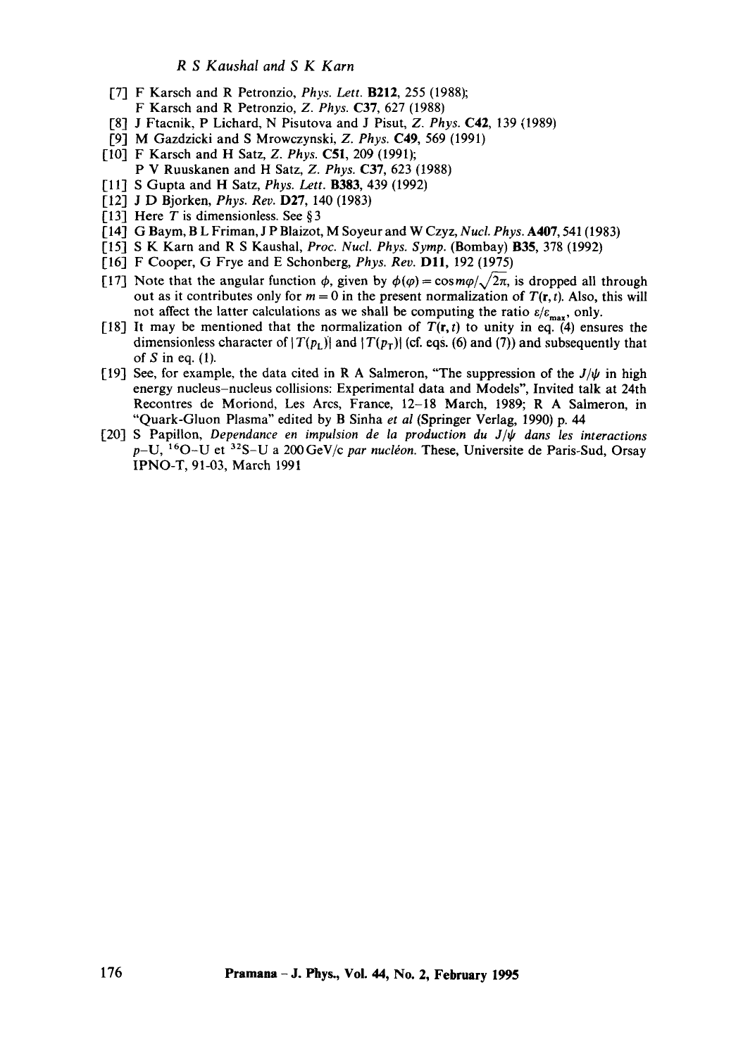[7] F Karsch and R Petronzio, *Phys. Lett.* **B212**, 255 (1988); F Karsch and R Petronzio, *Z. Phys.* **C37**, 627 (1988)

[8] J Ftacnik, P Lichard, N Pisutova and J Pisut, *Z. Phys.* **C42**, 139 (1989)

[9] M Gazdzicki and S Mrowczynski, *Z. Phys.* **C49**, 569 (1991)

[10] F Karsch and H Satz, *Z. Phys.* **C51**, 209 (1991); P V Ruuskanen and H Satz, *Z. Phys.* **C37**, 623 (1988)

[11] S Gupta and H Satz, *Phys. Lett.* **B383**, 439 (1992)

[12] J D Bjorken, *Phys. Rev.* **D27**, 140 (1983)

[13] Here $T$ is dimensionless. See §3

[14] G Baym, B L Friman, J P Blaizot, M Soyeur and W Czyz, *Nucl. Phys.* **A407**, 541 (1983)

[15] S K Karn and R S Kaushal, *Proc. Nucl. Phys. Symp.* (Bombay) **B35**, 378 (1992)

[16] F Cooper, G Frye and E Schonberg, *Phys. Rev.* **D11**, 192 (1975)

[17] Note that the angular function $\phi$, given by $\phi(\varphi) = \cos m\varphi/\sqrt{2\pi}$, is dropped all through out as it contributes only for $m = 0$ in the present normalization of $T(\mathbf{r}, t)$. Also, this will not affect the latter calculations as we shall be computing the ratio $\varepsilon/\varepsilon_{\max}$, only.

[18] It may be mentioned that the normalization of $T(\mathbf{r}, t)$ to unity in eq. (4) ensures the dimensionless character of $|T(p_L)|$ and $|T(p_T)|$ (cf. eqs. (6) and (7)) and subsequently that of $S$ in eq. (1).

[19] See, for example, the data cited in R A Salmeron, "The suppression of the $J/\psi$ in high energy nucleus–nucleus collisions: Experimental data and Models", Invited talk at 24th Recontres de Moriond, Les Arcs, France, 12–18 March, 1989; R A Salmeron, in "Quark-Gluon Plasma" edited by B Sinha *et al* (Springer Verlag, 1990) p. 44

[20] S Papillon, *Dependance en impulsion de la production du $J/\psi$ dans les interactions* $p$–U, $^{16}$O–U et $^{32}$S–U a 200 GeV/c *par nucléon.* These, Universite de Paris-Sud, Orsay IPNO-T, 91-03, March 1991